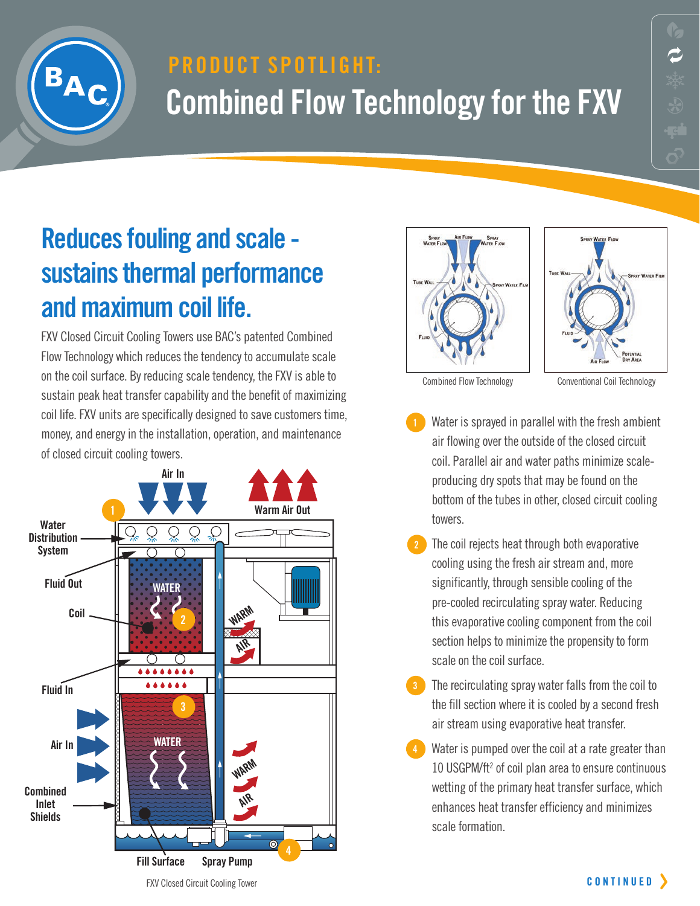## PRODUCT SPOTLIGHT:

# Combined Flow Technology for the FXV

## Reduces fouling and scale - sustains thermal performance and maximum coil life.

FXV Closed Circuit Cooling Towers use BAC's patented Combined Flow Technology which reduces the tendency to accumulate scale on the coil surface. By reducing scale tendency, the FXV is able to sustain peak heat transfer capability and the benefit of maximizing coil life. FXV units are specifically designed to save customers time, money, and energy in the installation, operation, and maintenance of closed circuit cooling towers.

Combined Flow Technology

Conventional Coil Technology

FXV Closed Circuit Cooling Tower

1. Water is sprayed in parallel with the fresh ambient air flowing over the outside of the closed circuit coil. Parallel air and water paths minimize scale-producing dry spots that may be found on the bottom of the tubes in other, closed circuit cooling towers.
2. The coil rejects heat through both evaporative cooling using the fresh air stream and, more significantly, through sensible cooling of the pre-cooled recirculating spray water. Reducing this evaporative cooling component from the coil section helps to minimize the propensity to form scale on the coil surface.
3. The recirculating spray water falls from the coil to the fill section where it is cooled by a second fresh air stream using evaporative heat transfer.
4. Water is pumped over the coil at a rate greater than 10 USGPM/ft$^2$ of coil plan area to ensure continuous wetting of the primary heat transfer surface, which enhances heat transfer efficiency and minimizes scale formation.

CONTINUED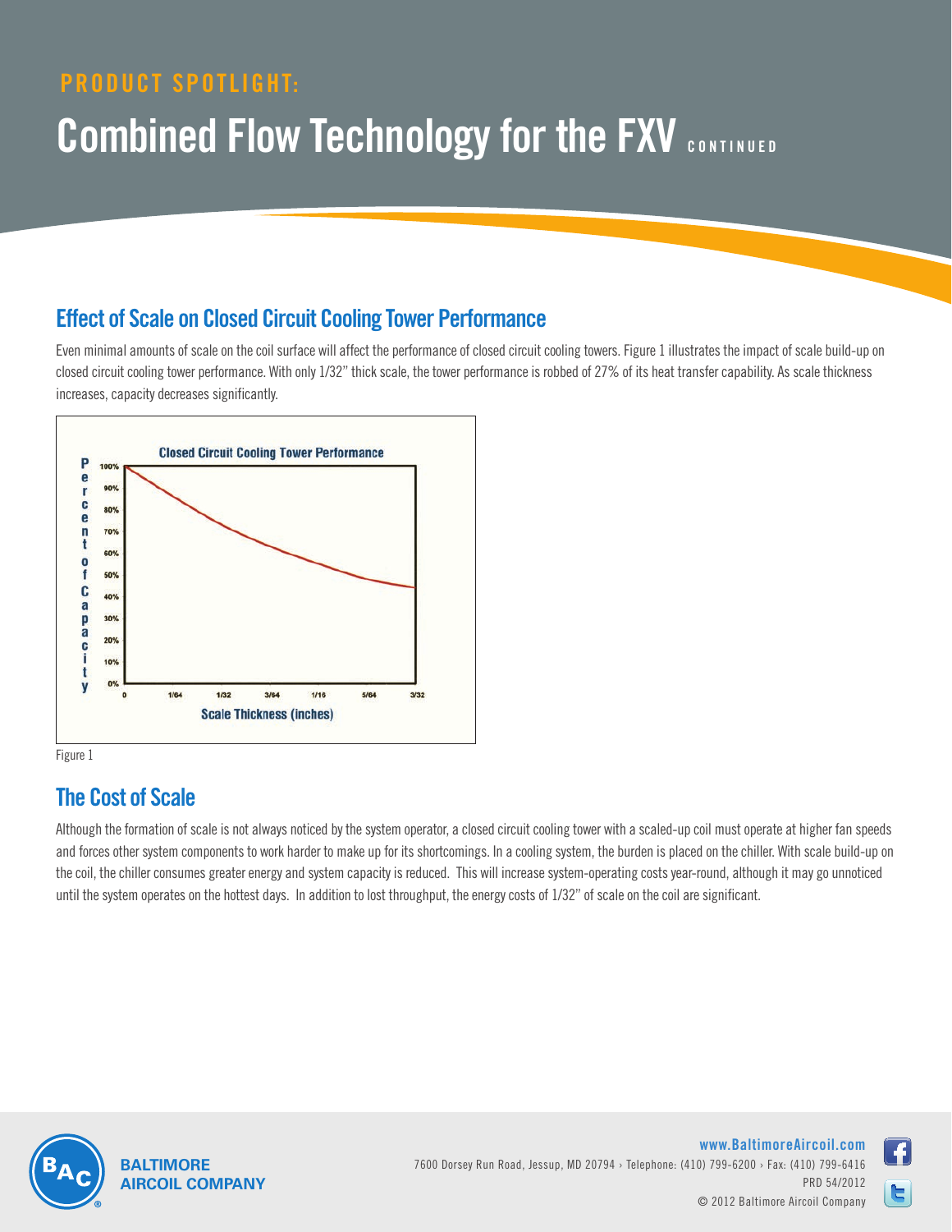PRODUCT SPOTLIGHT:

# Combined Flow Technology for the FXV CONTINUED

## Effect of Scale on Closed Circuit Cooling Tower Performance

Even minimal amounts of scale on the coil surface will affect the performance of closed circuit cooling towers. Figure 1 illustrates the impact of scale build-up on closed circuit cooling tower performance. With only 1/32" thick scale, the tower performance is robbed of 27% of its heat transfer capability. As scale thickness increases, capacity decreases significantly.

Closed Circuit Cooling Tower Performance

Percent of Capacity

100%
90%
80%
70%
60%
50%
40%
30%
20%
10%
0%

0
1/64
1/32
3/64
1/16
5/64
3/32

Scale Thickness (inches)

Figure 1

## The Cost of Scale

Although the formation of scale is not always noticed by the system operator, a closed circuit cooling tower with a scaled-up coil must operate at higher fan speeds and forces other system components to work harder to make up for its shortcomings. In a cooling system, the burden is placed on the chiller. With scale build-up on the coil, the chiller consumes greater energy and system capacity is reduced. This will increase system-operating costs year-round, although it may go unnoticed until the system operates on the hottest days. In addition to lost throughput, the energy costs of 1/32" of scale on the coil are significant.

BALTIMORE AIRCOIL COMPANY

www.BaltimoreAircoil.com

7600 Dorsey Run Road, Jessup, MD 20794 › Telephone: (410) 799-6200 › Fax: (410) 799-6416

PRD 54/2012

© 2012 Baltimore Aircoil Company